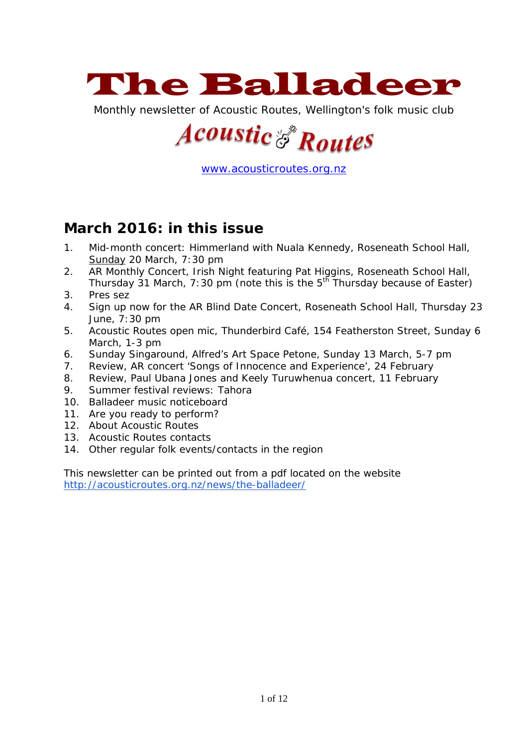# The Balladeer

Monthly newsletter of Acoustic Routes, Wellington's folk music club

Acoustic Routes

www.acousticroutes.org.nz

## March 2016: in this issue

1. Mid-month concert: Himmerland with Nuala Kennedy, Roseneath School Hall, Sunday 20 March, 7:30 pm
2. AR Monthly Concert, Irish Night featuring Pat Higgins, Roseneath School Hall, Thursday 31 March, 7:30 pm (note this is the 5th Thursday because of Easter)
3. Pres sez
4. Sign up now for the AR Blind Date Concert, Roseneath School Hall, Thursday 23 June, 7:30 pm
5. Acoustic Routes open mic, Thunderbird Café, 154 Featherston Street, Sunday 6 March, 1-3 pm
6. Sunday Singaround, Alfred's Art Space Petone, Sunday 13 March, 5-7 pm
7. Review, AR concert 'Songs of Innocence and Experience', 24 February
8. Review, Paul Ubana Jones and Keely Turuwhenua concert, 11 February
9. Summer festival reviews: Tahora
10. Balladeer music noticeboard
11. Are you ready to perform?
12. About Acoustic Routes
13. Acoustic Routes contacts
14. Other regular folk events/contacts in the region

This newsletter can be printed out from a pdf located on the website http://acousticroutes.org.nz/news/the-balladeer/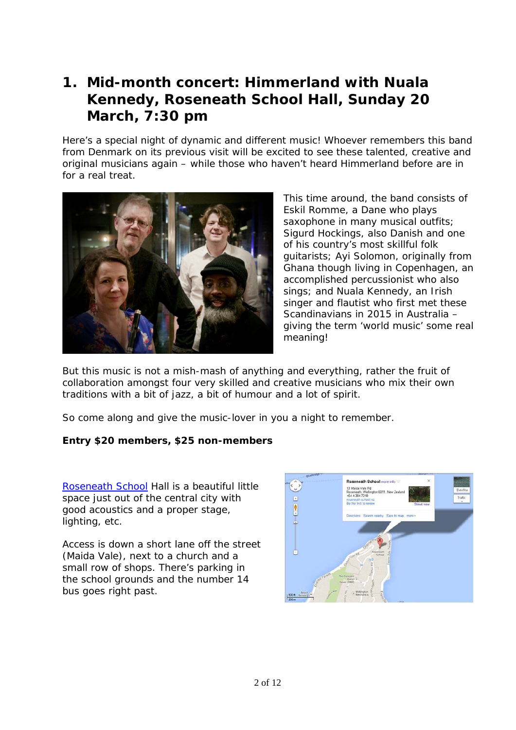# 1. Mid-month concert: Himmerland with Nuala Kennedy, Roseneath School Hall, Sunday 20 March, 7:30 pm

Here's a special night of dynamic and different music! Whoever remembers this band from Denmark on its previous visit will be excited to see these talented, creative and original musicians again – while those who haven't heard Himmerland before are in for a real treat.

This time around, the band consists of Eskil Romme, a Dane who plays saxophone in many musical outfits; Sigurd Hockings, also Danish and one of his country's most skillful folk guitarists; Ayi Solomon, originally from Ghana though living in Copenhagen, an accomplished percussionist who also sings; and Nuala Kennedy, an Irish singer and flautist who first met these Scandinavians in 2015 in Australia – giving the term 'world music' some real meaning!

But this music is not a mish-mash of anything and everything, rather the fruit of collaboration amongst four very skilled and creative musicians who mix their own traditions with a bit of jazz, a bit of humour and a lot of spirit.

So come along and give the music-lover in you a night to remember.

**Entry $20 members, $25 non-members**

Roseneath School Hall is a beautiful little space just out of the central city with good acoustics and a proper stage, lighting, etc.

Access is down a short lane off the street (Maida Vale), next to a church and a small row of shops. There's parking in the school grounds and the number 14 bus goes right past.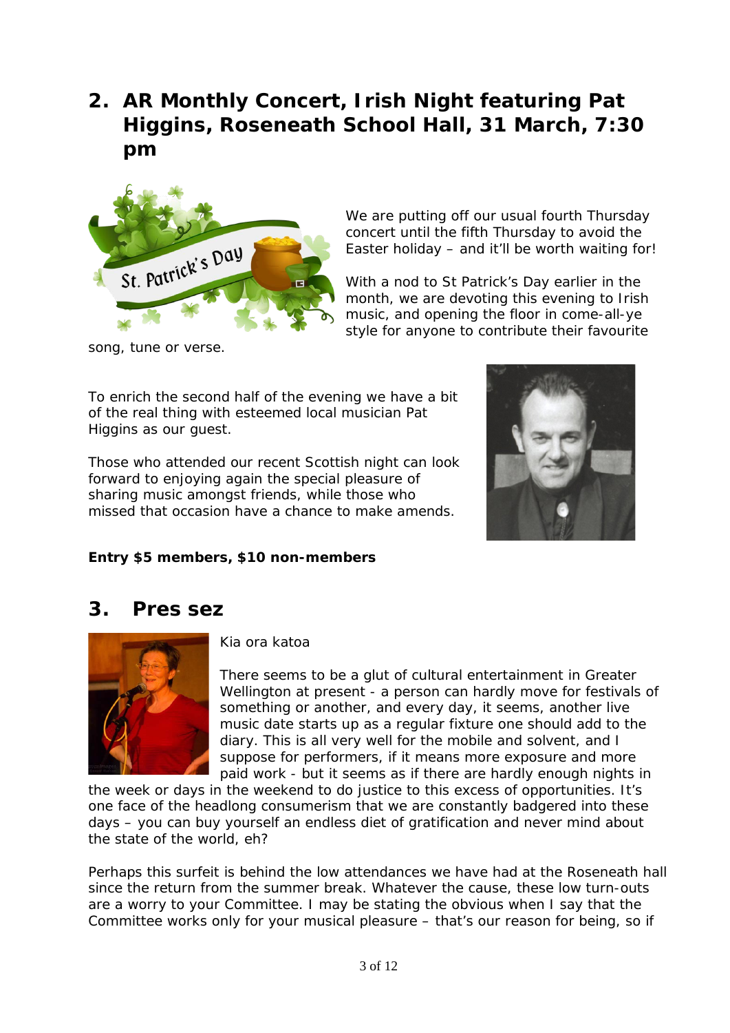## 2. AR Monthly Concert, Irish Night featuring Pat Higgins, Roseneath School Hall, 31 March, 7:30 pm

We are putting off our usual fourth Thursday concert until the fifth Thursday to avoid the Easter holiday – and it'll be worth waiting for!

With a nod to St Patrick's Day earlier in the month, we are devoting this evening to Irish music, and opening the floor in come-all-ye style for anyone to contribute their favourite song, tune or verse.

To enrich the second half of the evening we have a bit of the real thing with esteemed local musician Pat Higgins as our guest.

Those who attended our recent Scottish night can look forward to enjoying again the special pleasure of sharing music amongst friends, while those who missed that occasion have a chance to make amends.

**Entry $5 members, $10 non-members**

## 3. Pres sez

Kia ora katoa

There seems to be a glut of cultural entertainment in Greater Wellington at present - a person can hardly move for festivals of something or another, and every day, it seems, another live music date starts up as a regular fixture one should add to the diary. This is all very well for the mobile and solvent, and I suppose for performers, if it means more exposure and more paid work - but it seems as if there are hardly enough nights in the week or days in the weekend to do justice to this excess of opportunities. It's one face of the headlong consumerism that we are constantly badgered into these days – you can buy yourself an endless diet of gratification and never mind about the state of the world, eh?

Perhaps this surfeit is behind the low attendances we have had at the Roseneath hall since the return from the summer break. Whatever the cause, these low turn-outs are a worry to your Committee. I may be stating the obvious when I say that the Committee works only for your musical pleasure – that's our reason for being, so if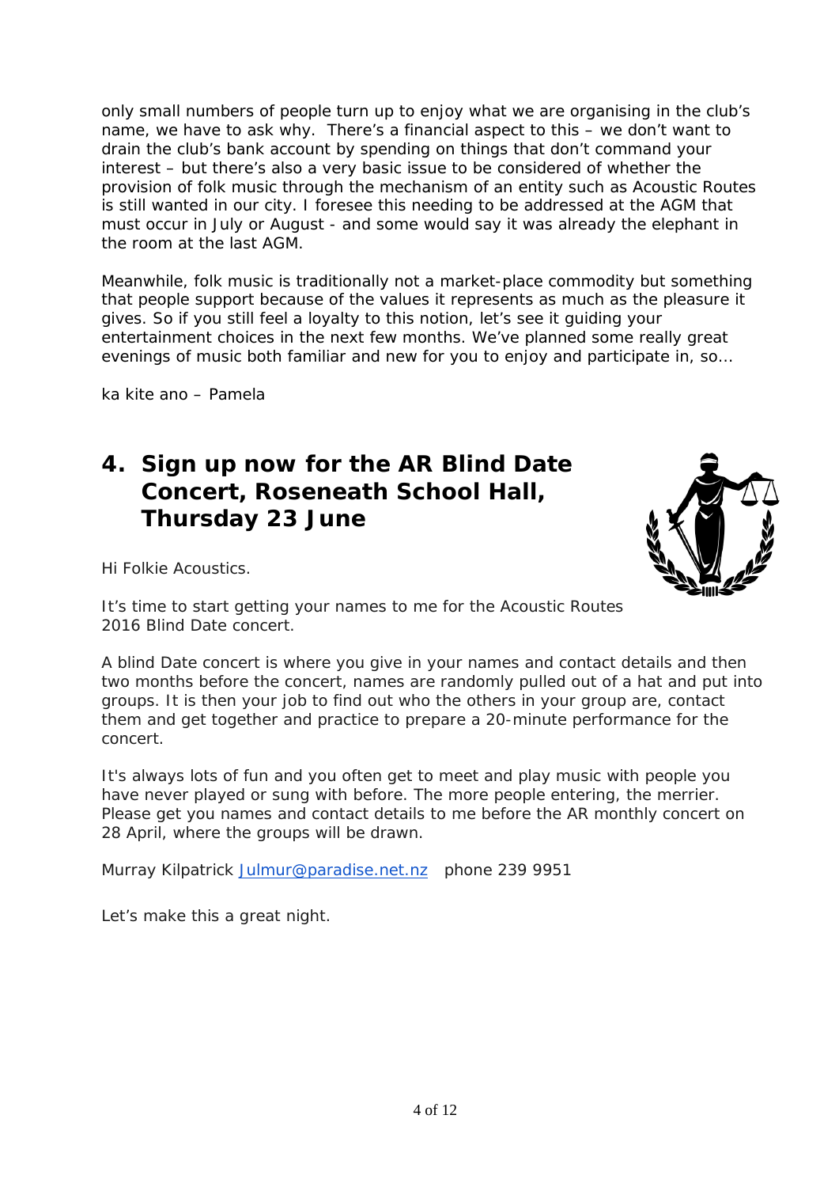only small numbers of people turn up to enjoy what we are organising in the club's name, we have to ask why. There's a financial aspect to this – we don't want to drain the club's bank account by spending on things that don't command your interest – but there's also a very basic issue to be considered of whether the provision of folk music through the mechanism of an entity such as Acoustic Routes is still wanted in our city. I foresee this needing to be addressed at the AGM that must occur in July or August - and some would say it was already the elephant in the room at the last AGM.

Meanwhile, folk music is traditionally not a market-place commodity but something that people support because of the values it represents as much as the pleasure it gives. So if you still feel a loyalty to this notion, let's see it guiding your entertainment choices in the next few months. We've planned some really great evenings of music both familiar and new for you to enjoy and participate in, so…

ka kite ano – Pamela

## 4. Sign up now for the AR Blind Date Concert, Roseneath School Hall, Thursday 23 June

Hi Folkie Acoustics.

It's time to start getting your names to me for the Acoustic Routes 2016 Blind Date concert.

A blind Date concert is where you give in your names and contact details and then two months before the concert, names are randomly pulled out of a hat and put into groups. It is then your job to find out who the others in your group are, contact them and get together and practice to prepare a 20-minute performance for the concert.

It's always lots of fun and you often get to meet and play music with people you have never played or sung with before. The more people entering, the merrier. Please get you names and contact details to me before the AR monthly concert on 28 April, where the groups will be drawn.

Murray Kilpatrick Julmur@paradise.net.nz phone 239 9951

Let's make this a great night.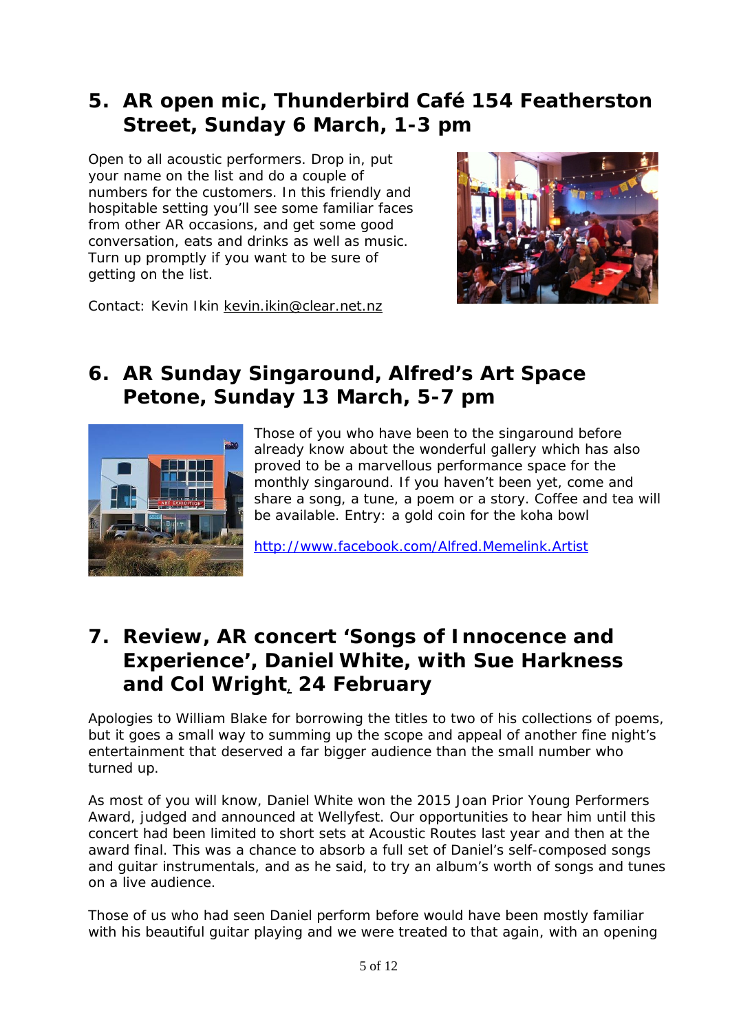## 5. AR open mic, Thunderbird Café 154 Featherston Street, Sunday 6 March, 1-3 pm

Open to all acoustic performers. Drop in, put your name on the list and do a couple of numbers for the customers. In this friendly and hospitable setting you'll see some familiar faces from other AR occasions, and get some good conversation, eats and drinks as well as music. Turn up promptly if you want to be sure of getting on the list.

Contact: Kevin Ikin kevin.ikin@clear.net.nz

## 6. AR Sunday Singaround, Alfred's Art Space Petone, Sunday 13 March, 5-7 pm

Those of you who have been to the singaround before already know about the wonderful gallery which has also proved to be a marvellous performance space for the monthly singaround. If you haven't been yet, come and share a song, a tune, a poem or a story. Coffee and tea will be available. Entry: a gold coin for the koha bowl

http://www.facebook.com/Alfred.Memelink.Artist

## 7. Review, AR concert 'Songs of Innocence and Experience', Daniel White, with Sue Harkness and Col Wright, 24 February

Apologies to William Blake for borrowing the titles to two of his collections of poems, but it goes a small way to summing up the scope and appeal of another fine night's entertainment that deserved a far bigger audience than the small number who turned up.

As most of you will know, Daniel White won the 2015 Joan Prior Young Performers Award, judged and announced at Wellyfest. Our opportunities to hear him until this concert had been limited to short sets at Acoustic Routes last year and then at the award final. This was a chance to absorb a full set of Daniel's self-composed songs and guitar instrumentals, and as he said, to try an album's worth of songs and tunes on a live audience.

Those of us who had seen Daniel perform before would have been mostly familiar with his beautiful guitar playing and we were treated to that again, with an opening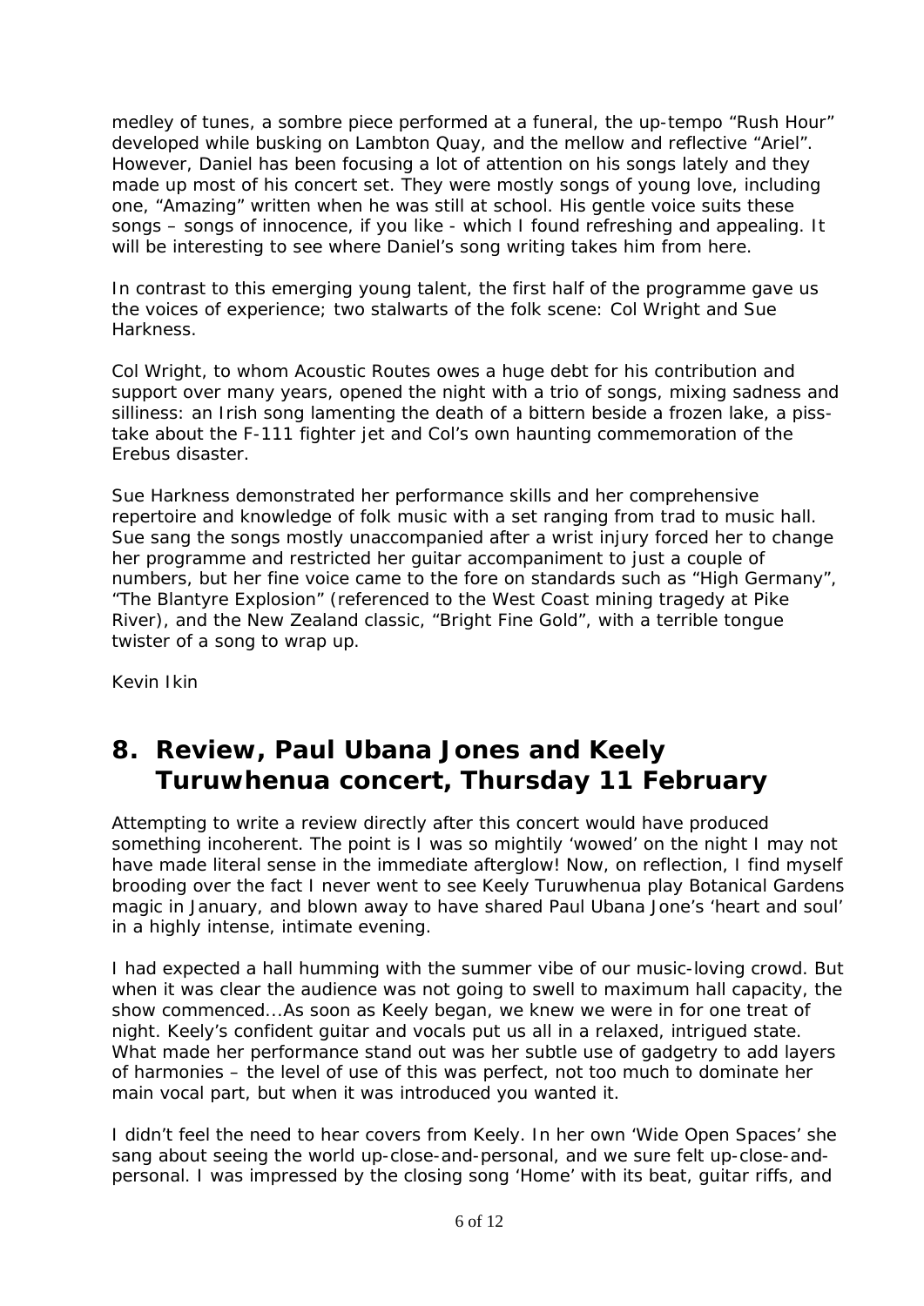medley of tunes, a sombre piece performed at a funeral, the up-tempo "Rush Hour" developed while busking on Lambton Quay, and the mellow and reflective "Ariel". However, Daniel has been focusing a lot of attention on his songs lately and they made up most of his concert set. They were mostly songs of young love, including one, "Amazing" written when he was still at school. His gentle voice suits these songs – songs of innocence, if you like - which I found refreshing and appealing. It will be interesting to see where Daniel's song writing takes him from here.

In contrast to this emerging young talent, the first half of the programme gave us the voices of experience; two stalwarts of the folk scene: Col Wright and Sue Harkness.

Col Wright, to whom Acoustic Routes owes a huge debt for his contribution and support over many years, opened the night with a trio of songs, mixing sadness and silliness: an Irish song lamenting the death of a bittern beside a frozen lake, a piss-take about the F-111 fighter jet and Col's own haunting commemoration of the Erebus disaster.

Sue Harkness demonstrated her performance skills and her comprehensive repertoire and knowledge of folk music with a set ranging from trad to music hall. Sue sang the songs mostly unaccompanied after a wrist injury forced her to change her programme and restricted her guitar accompaniment to just a couple of numbers, but her fine voice came to the fore on standards such as "High Germany", "The Blantyre Explosion" (referenced to the West Coast mining tragedy at Pike River), and the New Zealand classic, "Bright Fine Gold", with a terrible tongue twister of a song to wrap up.

Kevin Ikin

## 8. Review, Paul Ubana Jones and Keely Turuwhenua concert, Thursday 11 February

Attempting to write a review directly after this concert would have produced something incoherent. The point is I was so mightily 'wowed' on the night I may not have made literal sense in the immediate afterglow! Now, on reflection, I find myself brooding over the fact I never went to see Keely Turuwhenua play Botanical Gardens magic in January, and blown away to have shared Paul Ubana Jone's 'heart and soul' in a highly intense, intimate evening.

I had expected a hall humming with the summer vibe of our music-loving crowd. But when it was clear the audience was not going to swell to maximum hall capacity, the show commenced...As soon as Keely began, we knew we were in for one treat of night. Keely's confident guitar and vocals put us all in a relaxed, intrigued state. What made her performance stand out was her subtle use of gadgetry to add layers of harmonies – the level of use of this was perfect, not too much to dominate her main vocal part, but when it was introduced you wanted it.

I didn't feel the need to hear covers from Keely. In her own 'Wide Open Spaces' she sang about seeing the world up-close-and-personal, and we sure felt up-close-and-personal. I was impressed by the closing song 'Home' with its beat, guitar riffs, and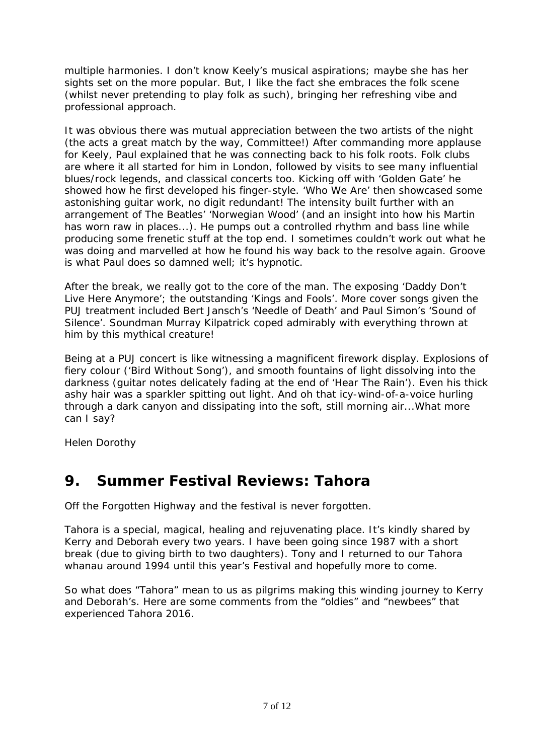multiple harmonies. I don't know Keely's musical aspirations; maybe she has her sights set on the more popular. But, I like the fact she embraces the folk scene (whilst never pretending to play folk as such), bringing her refreshing vibe and professional approach.

It was obvious there was mutual appreciation between the two artists of the night (the acts a great match by the way, Committee!) After commanding more applause for Keely, Paul explained that he was connecting back to his folk roots. Folk clubs are where it all started for him in London, followed by visits to see many influential blues/rock legends, and classical concerts too. Kicking off with 'Golden Gate' he showed how he first developed his finger-style. 'Who We Are' then showcased some astonishing guitar work, no digit redundant! The intensity built further with an arrangement of The Beatles' 'Norwegian Wood' (and an insight into how his Martin has worn raw in places...). He pumps out a controlled rhythm and bass line while producing some frenetic stuff at the top end. I sometimes couldn't work out what he was doing and marvelled at how he found his way back to the resolve again. Groove is what Paul does so damned well; it's hypnotic.

After the break, we really got to the core of the man. The exposing 'Daddy Don't Live Here Anymore'; the outstanding 'Kings and Fools'. More cover songs given the PUJ treatment included Bert Jansch's 'Needle of Death' and Paul Simon's 'Sound of Silence'. Soundman Murray Kilpatrick coped admirably with everything thrown at him by this mythical creature!

Being at a PUJ concert is like witnessing a magnificent firework display. Explosions of fiery colour ('Bird Without Song'), and smooth fountains of light dissolving into the darkness (guitar notes delicately fading at the end of 'Hear The Rain'). Even his thick ashy hair was a sparkler spitting out light. And oh that icy-wind-of-a-voice hurling through a dark canyon and dissipating into the soft, still morning air...What more can I say?

Helen Dorothy

## 9. Summer Festival Reviews: Tahora

Off the Forgotten Highway and the festival is never forgotten.

Tahora is a special, magical, healing and rejuvenating place. It's kindly shared by Kerry and Deborah every two years. I have been going since 1987 with a short break (due to giving birth to two daughters). Tony and I returned to our Tahora whanau around 1994 until this year's Festival and hopefully more to come.

So what does "Tahora" mean to us as pilgrims making this winding journey to Kerry and Deborah's. Here are some comments from the "oldies" and "newbees" that experienced Tahora 2016.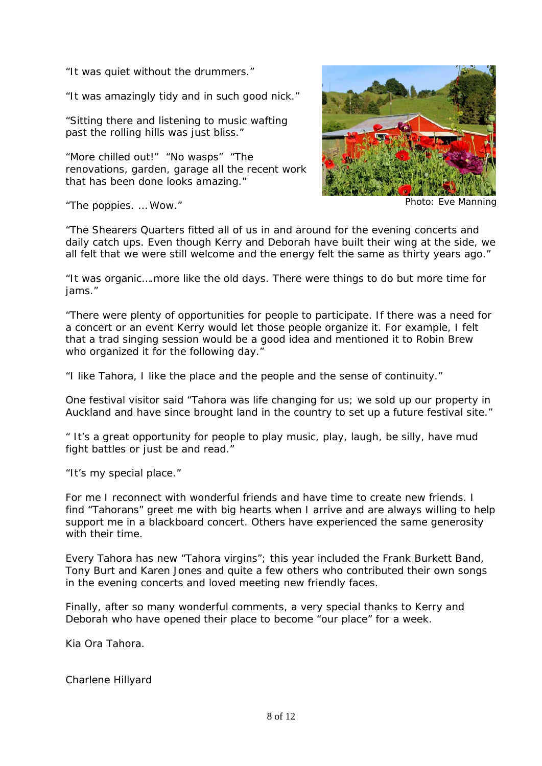"It was quiet without the drummers."

"It was amazingly tidy and in such good nick."

"Sitting there and listening to music wafting past the rolling hills was just bliss."

"More chilled out!" "No wasps" "The renovations, garden, garage all the recent work that has been done looks amazing."

"The poppies. … Wow."

Photo: Eve Manning

"The Shearers Quarters fitted all of us in and around for the evening concerts and daily catch ups. Even though Kerry and Deborah have built their wing at the side, we all felt that we were still welcome and the energy felt the same as thirty years ago."

"It was organic….more like the old days. There were things to do but more time for jams."

"There were plenty of opportunities for people to participate. If there was a need for a concert or an event Kerry would let those people organize it. For example, I felt that a trad singing session would be a good idea and mentioned it to Robin Brew who organized it for the following day."

"I like Tahora, I like the place and the people and the sense of continuity."

One festival visitor said "Tahora was life changing for us; we sold up our property in Auckland and have since brought land in the country to set up a future festival site."

" It's a great opportunity for people to play music, play, laugh, be silly, have mud fight battles or just be and read."

"It's my special place."

For me I reconnect with wonderful friends and have time to create new friends. I find "Tahorans" greet me with big hearts when I arrive and are always willing to help support me in a blackboard concert. Others have experienced the same generosity with their time.

Every Tahora has new "Tahora virgins"; this year included the Frank Burkett Band, Tony Burt and Karen Jones and quite a few others who contributed their own songs in the evening concerts and loved meeting new friendly faces.

Finally, after so many wonderful comments, a very special thanks to Kerry and Deborah who have opened their place to become "our place" for a week.

Kia Ora Tahora.

Charlene Hillyard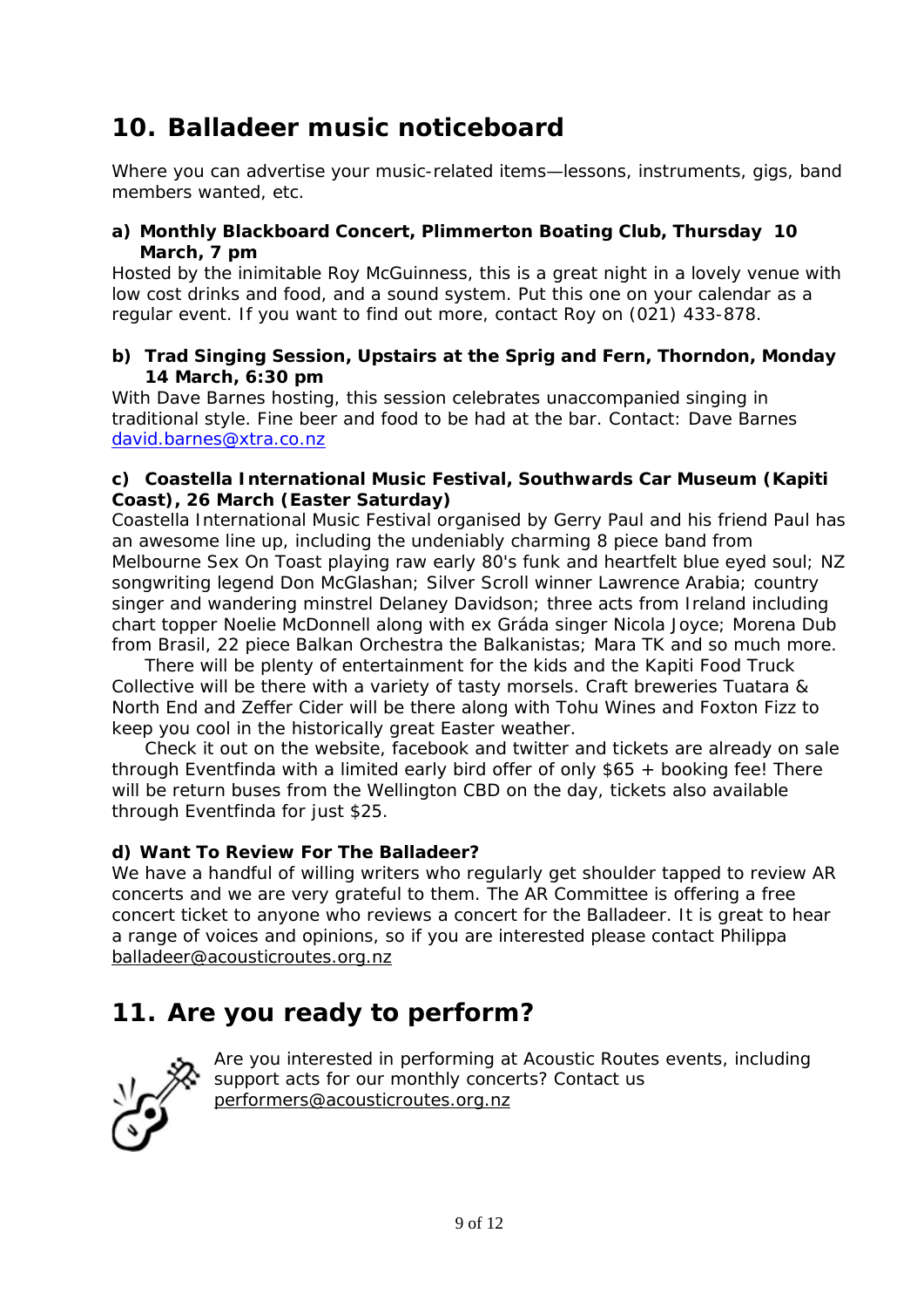## 10. Balladeer music noticeboard

Where you can advertise your music-related items—lessons, instruments, gigs, band members wanted, etc.

**a) Monthly Blackboard Concert, Plimmerton Boating Club, Thursday 10 March, 7 pm**

Hosted by the inimitable Roy McGuinness, this is a great night in a lovely venue with low cost drinks and food, and a sound system. Put this one on your calendar as a regular event. If you want to find out more, contact Roy on (021) 433-878.

**b) Trad Singing Session, Upstairs at the Sprig and Fern, Thorndon, Monday 14 March, 6:30 pm**

With Dave Barnes hosting, this session celebrates unaccompanied singing in traditional style. Fine beer and food to be had at the bar. Contact: Dave Barnes david.barnes@xtra.co.nz

**c) Coastella International Music Festival, Southwards Car Museum (Kapiti Coast), 26 March (Easter Saturday)**

Coastella International Music Festival organised by Gerry Paul and his friend Paul has an awesome line up, including the undeniably charming 8 piece band from Melbourne Sex On Toast playing raw early 80's funk and heartfelt blue eyed soul; NZ songwriting legend Don McGlashan; Silver Scroll winner Lawrence Arabia; country singer and wandering minstrel Delaney Davidson; three acts from Ireland including chart topper Noelie McDonnell along with ex Gráda singer Nicola Joyce; Morena Dub from Brasil, 22 piece Balkan Orchestra the Balkanistas; Mara TK and so much more.

There will be plenty of entertainment for the kids and the Kapiti Food Truck Collective will be there with a variety of tasty morsels. Craft breweries Tuatara & North End and Zeffer Cider will be there along with Tohu Wines and Foxton Fizz to keep you cool in the historically great Easter weather.

Check it out on the website, facebook and twitter and tickets are already on sale through Eventfinda with a limited early bird offer of only $65 + booking fee! There will be return buses from the Wellington CBD on the day, tickets also available through Eventfinda for just $25.

**d) Want To Review For The Balladeer?**

We have a handful of willing writers who regularly get shoulder tapped to review AR concerts and we are very grateful to them. The AR Committee is offering a free concert ticket to anyone who reviews a concert for the Balladeer. It is great to hear a range of voices and opinions, so if you are interested please contact Philippa balladeer@acousticroutes.org.nz

## 11. Are you ready to perform?

Are you interested in performing at Acoustic Routes events, including support acts for our monthly concerts? Contact us performers@acousticroutes.org.nz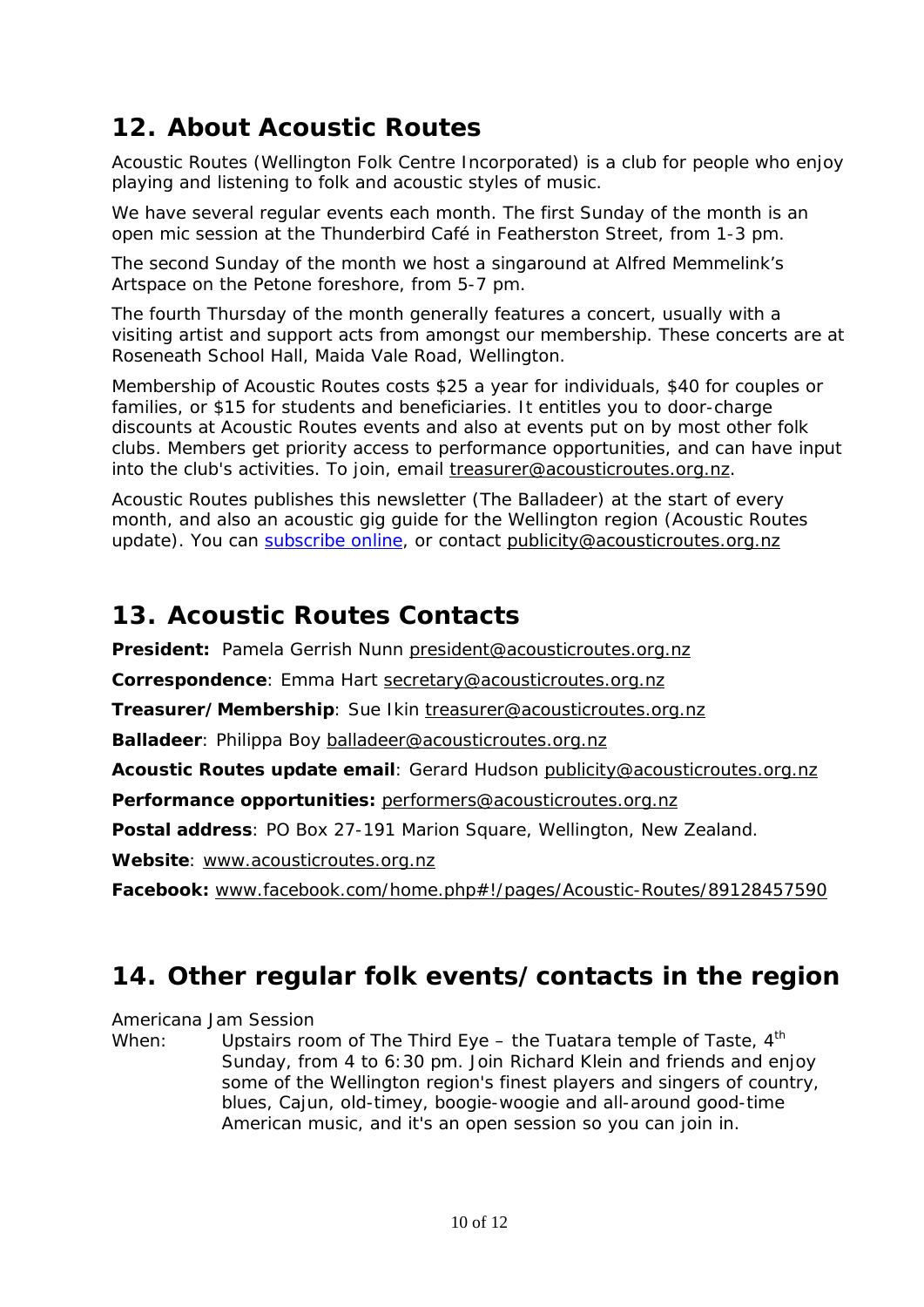## 12. About Acoustic Routes

Acoustic Routes (Wellington Folk Centre Incorporated) is a club for people who enjoy playing and listening to folk and acoustic styles of music.

We have several regular events each month. The first Sunday of the month is an open mic session at the Thunderbird Café in Featherston Street, from 1-3 pm.

The second Sunday of the month we host a singaround at Alfred Memmelink's Artspace on the Petone foreshore, from 5-7 pm.

The fourth Thursday of the month generally features a concert, usually with a visiting artist and support acts from amongst our membership. These concerts are at Roseneath School Hall, Maida Vale Road, Wellington.

Membership of Acoustic Routes costs $25 a year for individuals, $40 for couples or families, or $15 for students and beneficiaries. It entitles you to door-charge discounts at Acoustic Routes events and also at events put on by most other folk clubs. Members get priority access to performance opportunities, and can have input into the club's activities. To join, email treasurer@acousticroutes.org.nz.

Acoustic Routes publishes this newsletter (The Balladeer) at the start of every month, and also an acoustic gig guide for the Wellington region (Acoustic Routes update). You can subscribe online, or contact publicity@acousticroutes.org.nz

## 13. Acoustic Routes Contacts

**President:** Pamela Gerrish Nunn president@acousticroutes.org.nz

**Correspondence**: Emma Hart secretary@acousticroutes.org.nz

**Treasurer/Membership**: Sue Ikin treasurer@acousticroutes.org.nz

**Balladeer**: Philippa Boy balladeer@acousticroutes.org.nz

**Acoustic Routes update email**: Gerard Hudson publicity@acousticroutes.org.nz

**Performance opportunities:** performers@acousticroutes.org.nz

**Postal address**: PO Box 27-191 Marion Square, Wellington, New Zealand.

**Website**: www.acousticroutes.org.nz

**Facebook:** www.facebook.com/home.php#!/pages/Acoustic-Routes/89128457590

## 14. Other regular folk events/contacts in the region

Americana Jam Session

When: Upstairs room of The Third Eye – the Tuatara temple of Taste, 4th Sunday, from 4 to 6:30 pm. Join Richard Klein and friends and enjoy some of the Wellington region's finest players and singers of country, blues, Cajun, old-timey, boogie-woogie and all-around good-time American music, and it's an open session so you can join in.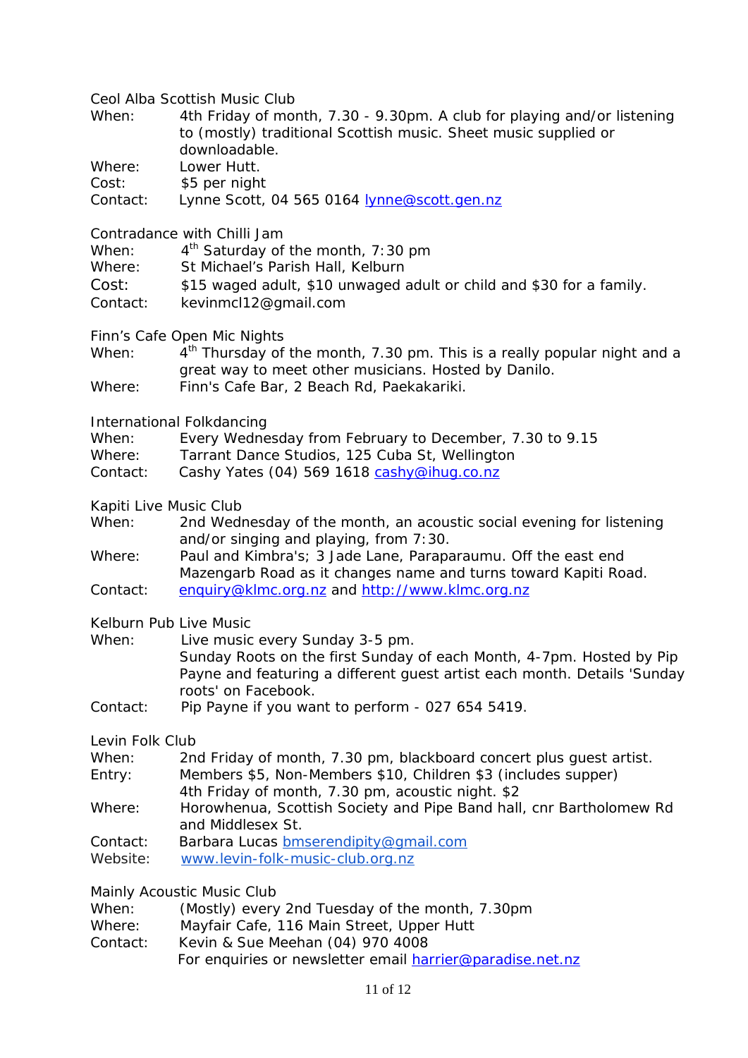Ceol Alba Scottish Music Club

When: 4th Friday of month, 7.30 - 9.30pm. A club for playing and/or listening to (mostly) traditional Scottish music. Sheet music supplied or downloadable.
Where: Lower Hutt.
Cost: $5 per night
Contact: Lynne Scott, 04 565 0164 lynne@scott.gen.nz

Contradance with Chilli Jam

When: 4th Saturday of the month, 7:30 pm
Where: St Michael's Parish Hall, Kelburn
Cost: $15 waged adult, $10 unwaged adult or child and $30 for a family.
Contact: kevinmcl12@gmail.com

Finn's Cafe Open Mic Nights

When: 4th Thursday of the month, 7.30 pm. This is a really popular night and a great way to meet other musicians. Hosted by Danilo.
Where: Finn's Cafe Bar, 2 Beach Rd, Paekakariki.

International Folkdancing

When: Every Wednesday from February to December, 7.30 to 9.15
Where: Tarrant Dance Studios, 125 Cuba St, Wellington
Contact: Cashy Yates (04) 569 1618 cashy@ihug.co.nz

Kapiti Live Music Club

When: 2nd Wednesday of the month, an acoustic social evening for listening and/or singing and playing, from 7:30.
Where: Paul and Kimbra's; 3 Jade Lane, Paraparaumu. Off the east end Mazengarb Road as it changes name and turns toward Kapiti Road.
Contact: enquiry@klmc.org.nz and http://www.klmc.org.nz

Kelburn Pub Live Music

When: Live music every Sunday 3-5 pm.
Sunday Roots on the first Sunday of each Month, 4-7pm. Hosted by Pip Payne and featuring a different guest artist each month. Details 'Sunday roots' on Facebook.
Contact: Pip Payne if you want to perform - 027 654 5419.

Levin Folk Club

When: 2nd Friday of month, 7.30 pm, blackboard concert plus guest artist.
Entry: Members $5, Non-Members $10, Children $3 (includes supper)
4th Friday of month, 7.30 pm, acoustic night. $2
Where: Horowhenua, Scottish Society and Pipe Band hall, cnr Bartholomew Rd and Middlesex St.
Contact: Barbara Lucas bmserendipity@gmail.com
Website: www.levin-folk-music-club.org.nz

Mainly Acoustic Music Club

When: (Mostly) every 2nd Tuesday of the month, 7.30pm
Where: Mayfair Cafe, 116 Main Street, Upper Hutt
Contact: Kevin & Sue Meehan (04) 970 4008
For enquiries or newsletter email harrier@paradise.net.nz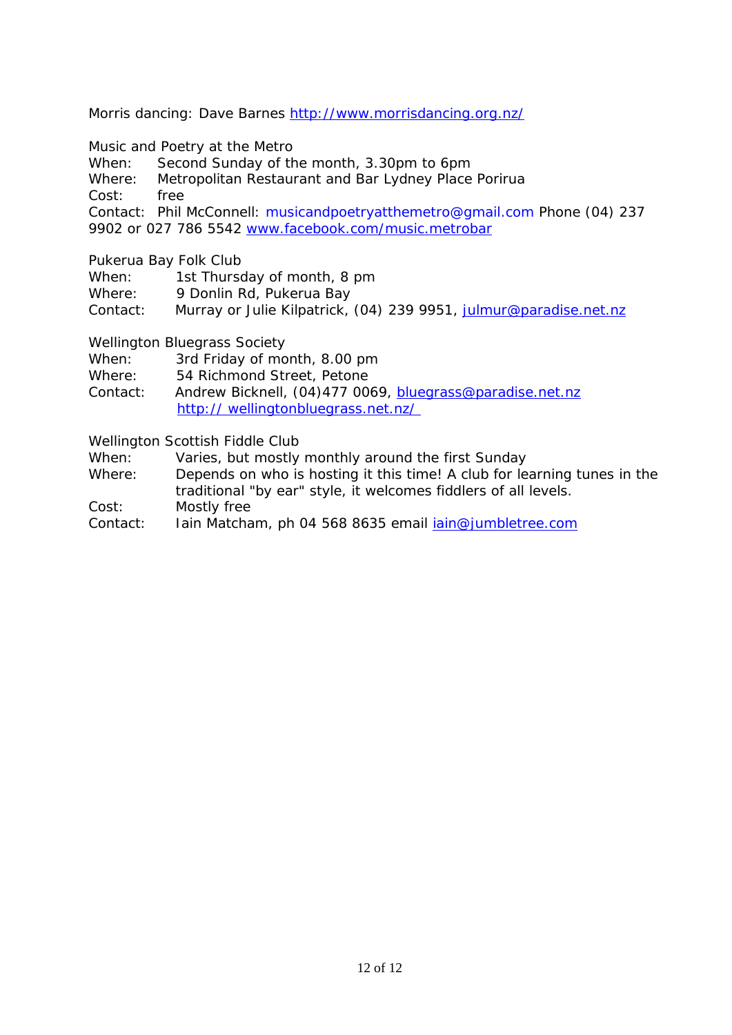Morris dancing: Dave Barnes http://www.morrisdancing.org.nz/

Music and Poetry at the Metro
When: Second Sunday of the month, 3.30pm to 6pm
Where: Metropolitan Restaurant and Bar Lydney Place Porirua
Cost: free
Contact: Phil McConnell: musicandpoetryatthemetro@gmail.com Phone (04) 237 9902 or 027 786 5542 www.facebook.com/music.metrobar

Pukerua Bay Folk Club
When: 1st Thursday of month, 8 pm
Where: 9 Donlin Rd, Pukerua Bay
Contact: Murray or Julie Kilpatrick, (04) 239 9951, julmur@paradise.net.nz

Wellington Bluegrass Society
When: 3rd Friday of month, 8.00 pm
Where: 54 Richmond Street, Petone
Contact: Andrew Bicknell, (04)477 0069, bluegrass@paradise.net.nz
http:// wellingtonbluegrass.net.nz/

Wellington Scottish Fiddle Club
When: Varies, but mostly monthly around the first Sunday
Where: Depends on who is hosting it this time! A club for learning tunes in the traditional "by ear" style, it welcomes fiddlers of all levels.
Cost: Mostly free
Contact: Iain Matcham, ph 04 568 8635 email iain@jumbletree.com